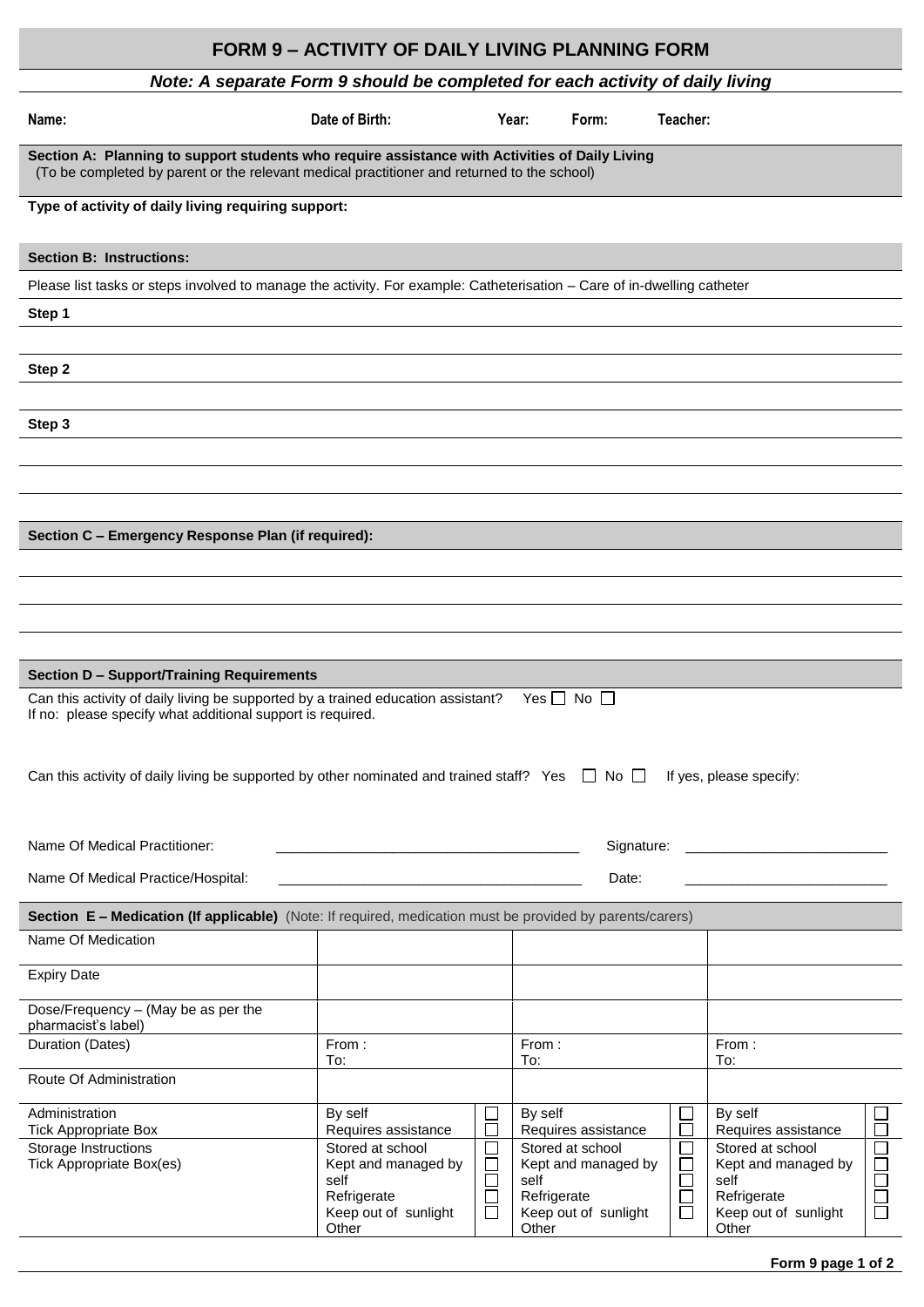# FORM 9 – ACTIVITY OF DAILY LIVING PLANNING FORM

***Note: A separate Form 9 should be completed for each activity of daily living***

**Name:** **Date of Birth:** **Year:** **Form:** **Teacher:**

**Section A: Planning to support students who require assistance with Activities of Daily Living**
(To be completed by parent or the relevant medical practitioner and returned to the school)

**Type of activity of daily living requiring support:**

## Section B: Instructions:

Please list tasks or steps involved to manage the activity. For example: Catheterisation – Care of in-dwelling catheter

**Step 1**

**Step 2**

**Step 3**

## Section C – Emergency Response Plan (if required):

## Section D – Support/Training Requirements

Can this activity of daily living be supported by a trained education assistant? Yes ☐ No ☐
If no: please specify what additional support is required.

Can this activity of daily living be supported by other nominated and trained staff? Yes ☐ No ☐ If yes, please specify:

Name Of Medical Practitioner: ______________________ Signature: ______________________

Name Of Medical Practice/Hospital: ______________________ Date: ______________________

## Section E – Medication (If applicable) (Note: If required, medication must be provided by parents/carers)

| Name Of Medication | | | | | | |
|---|---|---|---|---|---|---|
| Expiry Date | | | | | | |
| Dose/Frequency – (May be as per the pharmacist's label) | | | | | | |
| Duration (Dates) | From :<br>To: | | From :<br>To: | | From :<br>To: | |
| Route Of Administration | | | | | | |
| Administration<br>Tick Appropriate Box | By self<br>Requires assistance | ☐<br>☐ | By self<br>Requires assistance | ☐<br>☐ | By self<br>Requires assistance | ☐<br>☐ |
| Storage Instructions<br>Tick Appropriate Box(es) | Stored at school<br>Kept and managed by self<br>Refrigerate<br>Keep out of sunlight<br>Other | ☐<br>☐<br>☐<br>☐<br>☐ | Stored at school<br>Kept and managed by self<br>Refrigerate<br>Keep out of sunlight<br>Other | ☐<br>☐<br>☐<br>☐<br>☐ | Stored at school<br>Kept and managed by self<br>Refrigerate<br>Keep out of sunlight<br>Other | ☐<br>☐<br>☐<br>☐<br>☐ |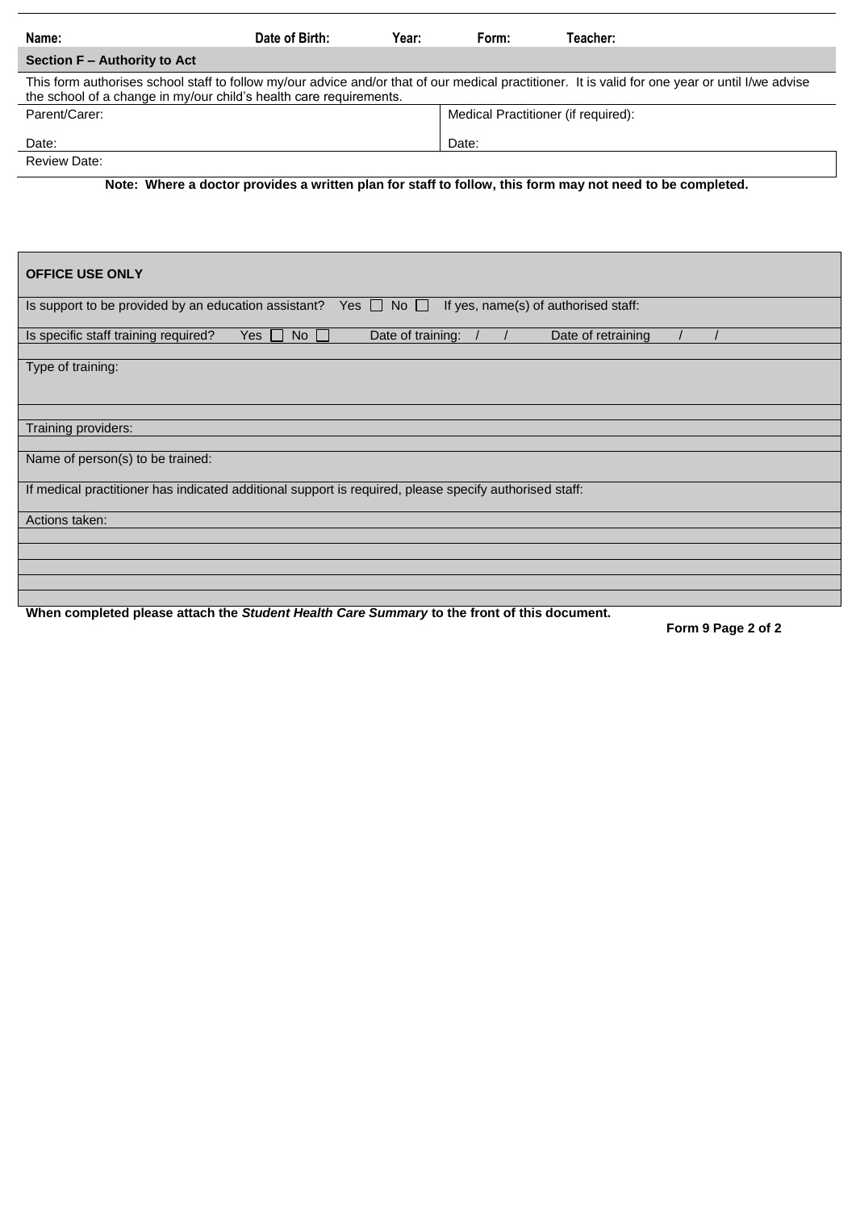| Name: | Date of Birth: | Year: | Form: | Teacher: |
|---|---|---|---|---|

## Section F – Authority to Act

This form authorises school staff to follow my/our advice and/or that of our medical practitioner. It is valid for one year or until I/we advise the school of a change in my/our child's health care requirements.

| | |
|---|---|
| Parent/Carer: | Medical Practitioner (if required): |
| Date: | Date: |
| Review Date: | |

**Note: Where a doctor provides a written plan for staff to follow, this form may not need to be completed.**

**OFFICE USE ONLY**

Is support to be provided by an education assistant? Yes ☐ No ☐ If yes, name(s) of authorised staff:

Is specific staff training required? Yes ☐ No ☐ Date of training: / / Date of retraining / /

Type of training:

Training providers:

Name of person(s) to be trained:

If medical practitioner has indicated additional support is required, please specify authorised staff:

Actions taken:

**When completed please attach the *Student Health Care Summary* to the front of this document.**

**Form 9 Page 2 of 2**